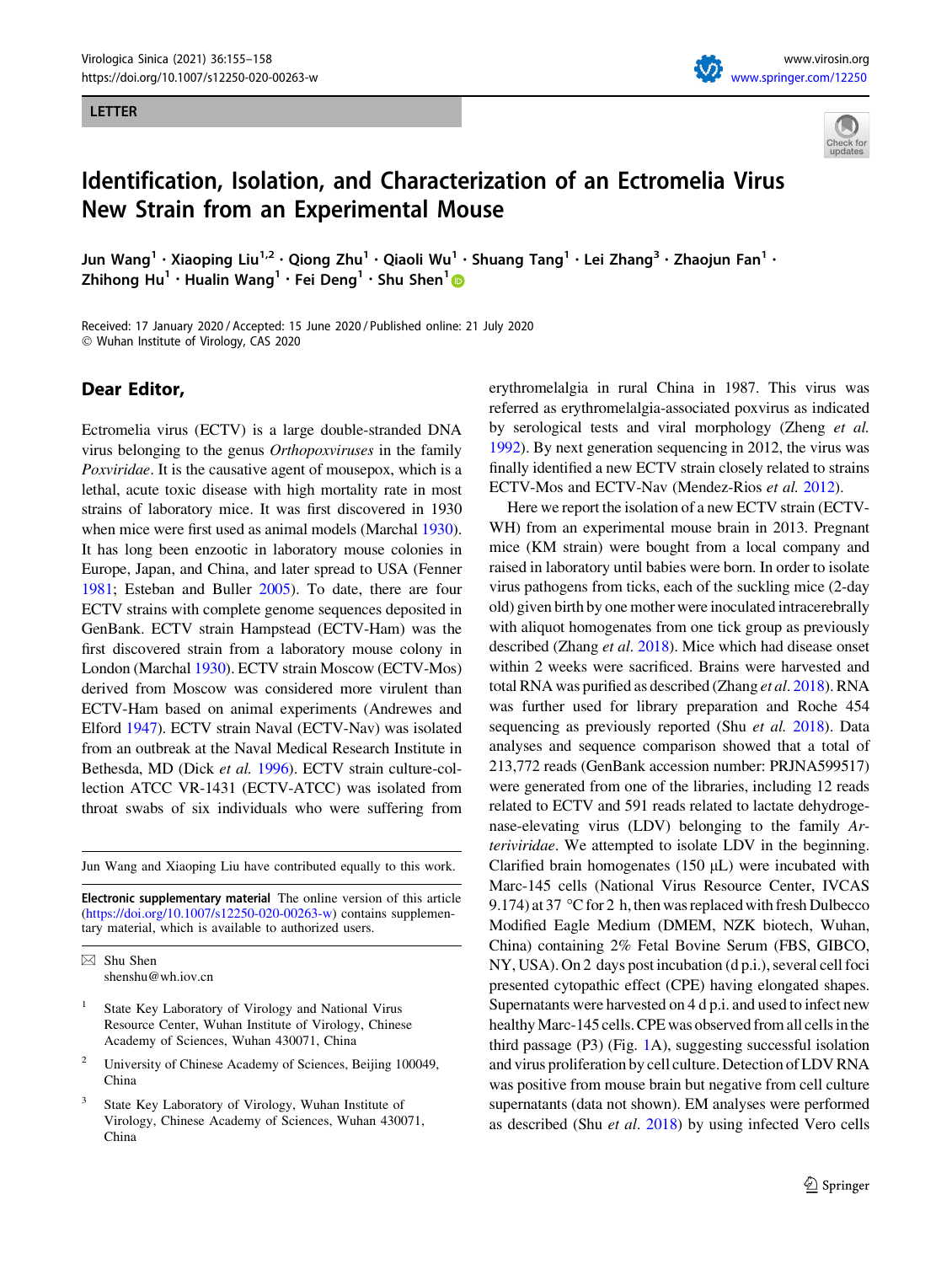LETTER

# Identification, Isolation, and Characterization of an Ectromelia Virus New Strain from an Experimental Mouse

Jun Wang[1] · Xiaoping Liu[1,2] · Qiong Zhu[1] · Qiaoli Wu[1] · Shuang Tang[1] · Lei Zhang[3] · Zhaojun Fan[1] · Zhihong Hu[1] · Hualin Wang[1] · Fei Deng[1] · Shu Shen[1]

Received: 17 January 2020 / Accepted: 15 June 2020 / Published online: 21 July 2020
© Wuhan Institute of Virology, CAS 2020

## Dear Editor,

Ectromelia virus (ECTV) is a large double-stranded DNA virus belonging to the genus *Orthopoxviruses* in the family *Poxviridae*. It is the causative agent of mousepox, which is a lethal, acute toxic disease with high mortality rate in most strains of laboratory mice. It was first discovered in 1930 when mice were first used as animal models (Marchal 1930). It has long been enzootic in laboratory mouse colonies in Europe, Japan, and China, and later spread to USA (Fenner 1981; Esteban and Buller 2005). To date, there are four ECTV strains with complete genome sequences deposited in GenBank. ECTV strain Hampstead (ECTV-Ham) was the first discovered strain from a laboratory mouse colony in London (Marchal 1930). ECTV strain Moscow (ECTV-Mos) derived from Moscow was considered more virulent than ECTV-Ham based on animal experiments (Andrewes and Elford 1947). ECTV strain Naval (ECTV-Nav) was isolated from an outbreak at the Naval Medical Research Institute in Bethesda, MD (Dick *et al.* 1996). ECTV strain culture-collection ATCC VR-1431 (ECTV-ATCC) was isolated from throat swabs of six individuals who were suffering from erythromelalgia in rural China in 1987. This virus was referred as erythromelalgia-associated poxvirus as indicated by serological tests and viral morphology (Zheng *et al.* 1992). By next generation sequencing in 2012, the virus was finally identified a new ECTV strain closely related to strains ECTV-Mos and ECTV-Nav (Mendez-Rios *et al.* 2012).

Here we report the isolation of a new ECTV strain (ECTV-WH) from an experimental mouse brain in 2013. Pregnant mice (KM strain) were bought from a local company and raised in laboratory until babies were born. In order to isolate virus pathogens from ticks, each of the suckling mice (2-day old) given birth by one mother were inoculated intracerebrally with aliquot homogenates from one tick group as previously described (Zhang *et al.* 2018). Mice which had disease onset within 2 weeks were sacrificed. Brains were harvested and total RNA was purified as described (Zhang *et al.* 2018). RNA was further used for library preparation and Roche 454 sequencing as previously reported (Shu *et al.* 2018). Data analyses and sequence comparison showed that a total of 213,772 reads (GenBank accession number: PRJNA599517) were generated from one of the libraries, including 12 reads related to ECTV and 591 reads related to lactate dehydrogenase-elevating virus (LDV) belonging to the family *Arteriviridae*. We attempted to isolate LDV in the beginning. Clarified brain homogenates (150 μL) were incubated with Marc-145 cells (National Virus Resource Center, IVCAS 9.174) at 37 °C for 2 h, then was replaced with fresh Dulbecco Modified Eagle Medium (DMEM, NZK biotech, Wuhan, China) containing 2% Fetal Bovine Serum (FBS, GIBCO, NY, USA). On 2 days post incubation (d p.i.), several cell foci presented cytopathic effect (CPE) having elongated shapes. Supernatants were harvested on 4 d p.i. and used to infect new healthy Marc-145 cells. CPE was observed from all cells in the third passage (P3) (Fig. 1A), suggesting successful isolation and virus proliferation by cell culture. Detection of LDV RNA was positive from mouse brain but negative from cell culture supernatants (data not shown). EM analyses were performed as described (Shu *et al.* 2018) by using infected Vero cells

---

Jun Wang and Xiaoping Liu have contributed equally to this work.

**Electronic supplementary material** The online version of this article (https://doi.org/10.1007/s12250-020-00263-w) contains supplementary material, which is available to authorized users.

✉ Shu Shen
shenshu@wh.iov.cn

[1] State Key Laboratory of Virology and National Virus Resource Center, Wuhan Institute of Virology, Chinese Academy of Sciences, Wuhan 430071, China

[2] University of Chinese Academy of Sciences, Beijing 100049, China

[3] State Key Laboratory of Virology, Wuhan Institute of Virology, Chinese Academy of Sciences, Wuhan 430071, China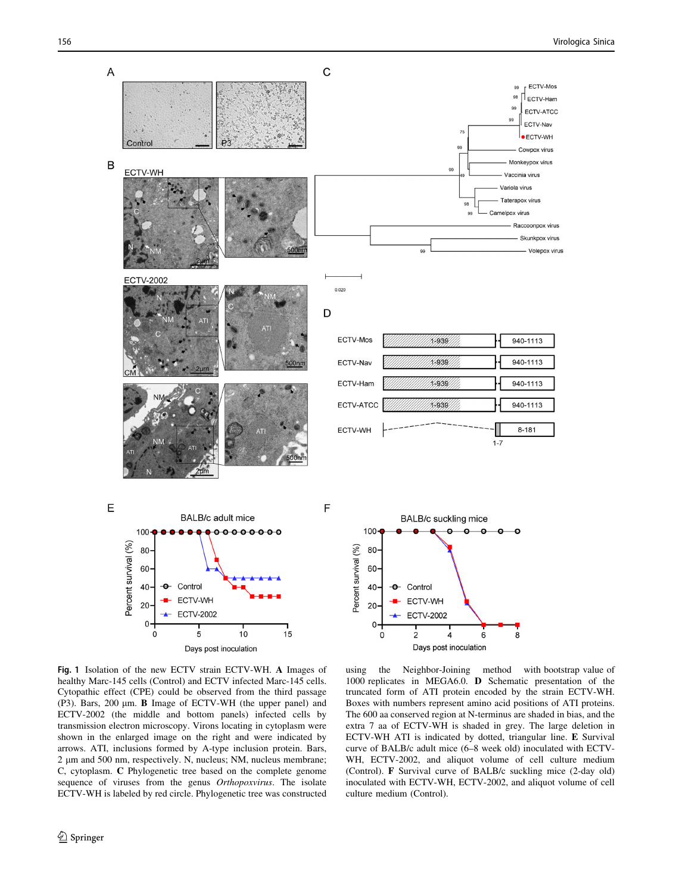**Fig. 1** Isolation of the new ECTV strain ECTV-WH. **A** Images of healthy Marc-145 cells (Control) and ECTV infected Marc-145 cells. Cytopathic effect (CPE) could be observed from the third passage (P3). Bars, 200 μm. **B** Image of ECTV-WH (the upper panel) and ECTV-2002 (the middle and bottom panels) infected cells by transmission electron microscopy. Virons locating in cytoplasm were shown in the enlarged image on the right and were indicated by arrows. ATI, inclusions formed by A-type inclusion protein. Bars, 2 μm and 500 nm, respectively. N, nucleus; NM, nucleus membrane; C, cytoplasm. **C** Phylogenetic tree based on the complete genome sequence of viruses from the genus *Orthopoxvirus*. The isolate ECTV-WH is labeled by red circle. Phylogenetic tree was constructed using the Neighbor-Joining method with bootstrap value of 1000 replicates in MEGA6.0. **D** Schematic presentation of the truncated form of ATI protein encoded by the strain ECTV-WH. Boxes with numbers represent amino acid positions of ATI proteins. The 600 aa conserved region at N-terminus are shaded in bias, and the extra 7 aa of ECTV-WH is shaded in grey. The large deletion in ECTV-WH ATI is indicated by dotted, triangular line. **E** Survival curve of BALB/c adult mice (6–8 week old) inoculated with ECTV-WH, ECTV-2002, and aliquot volume of cell culture medium (Control). **F** Survival curve of BALB/c suckling mice (2-day old) inoculated with ECTV-WH, ECTV-2002, and aliquot volume of cell culture medium (Control).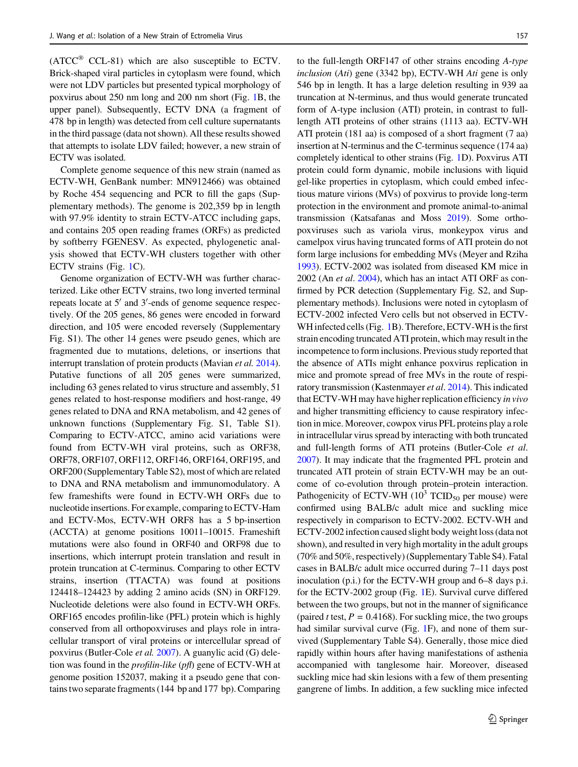(ATCC® CCL-81) which are also susceptible to ECTV. Brick-shaped viral particles in cytoplasm were found, which were not LDV particles but presented typical morphology of poxvirus about 250 nm long and 200 nm short (Fig. 1B, the upper panel). Subsequently, ECTV DNA (a fragment of 478 bp in length) was detected from cell culture supernatants in the third passage (data not shown). All these results showed that attempts to isolate LDV failed; however, a new strain of ECTV was isolated.

Complete genome sequence of this new strain (named as ECTV-WH, GenBank number: MN912466) was obtained by Roche 454 sequencing and PCR to fill the gaps (Supplementary methods). The genome is 202,359 bp in length with 97.9% identity to strain ECTV-ATCC including gaps, and contains 205 open reading frames (ORFs) as predicted by softberry FGENESV. As expected, phylogenetic analysis showed that ECTV-WH clusters together with other ECTV strains (Fig. 1C).

Genome organization of ECTV-WH was further characterized. Like other ECTV strains, two long inverted terminal repeats locate at 5′ and 3′-ends of genome sequence respectively. Of the 205 genes, 86 genes were encoded in forward direction, and 105 were encoded reversely (Supplementary Fig. S1). The other 14 genes were pseudo genes, which are fragmented due to mutations, deletions, or insertions that interrupt translation of protein products (Mavian *et al.* 2014). Putative functions of all 205 genes were summarized, including 63 genes related to virus structure and assembly, 51 genes related to host-response modifiers and host-range, 49 genes related to DNA and RNA metabolism, and 42 genes of unknown functions (Supplementary Fig. S1, Table S1). Comparing to ECTV-ATCC, amino acid variations were found from ECTV-WH viral proteins, such as ORF38, ORF78, ORF107, ORF112, ORF146, ORF164, ORF195, and ORF200 (Supplementary Table S2), most of which are related to DNA and RNA metabolism and immunomodulatory. A few frameshifts were found in ECTV-WH ORFs due to nucleotide insertions. For example, comparing to ECTV-Ham and ECTV-Mos, ECTV-WH ORF8 has a 5 bp-insertion (ACCTA) at genome positions 10011–10015. Frameshift mutations were also found in ORF40 and ORF98 due to insertions, which interrupt protein translation and result in protein truncation at C-terminus. Comparing to other ECTV strains, insertion (TTACTA) was found at positions 124418–124423 by adding 2 amino acids (SN) in ORF129. Nucleotide deletions were also found in ECTV-WH ORFs. ORF165 encodes profilin-like (PFL) protein which is highly conserved from all orthopoxviruses and plays role in intracellular transport of viral proteins or intercellular spread of poxvirus (Butler-Cole *et al.* 2007). A guanylic acid (G) deletion was found in the *profilin-like* (*pfl*) gene of ECTV-WH at genome position 152037, making it a pseudo gene that contains two separate fragments (144 bp and 177 bp). Comparing to the full-length ORF147 of other strains encoding *A-type inclusion* (*Ati*) gene (3342 bp), ECTV-WH *Ati* gene is only 546 bp in length. It has a large deletion resulting in 939 aa truncation at N-terminus, and thus would generate truncated form of A-type inclusion (ATI) protein, in contrast to full-length ATI proteins of other strains (1113 aa). ECTV-WH ATI protein (181 aa) is composed of a short fragment (7 aa) insertion at N-terminus and the C-terminus sequence (174 aa) completely identical to other strains (Fig. 1D). Poxvirus ATI protein could form dynamic, mobile inclusions with liquid gel-like properties in cytoplasm, which could embed infectious mature virions (MVs) of poxvirus to provide long-term protection in the environment and promote animal-to-animal transmission (Katsafanas and Moss 2019). Some orthopoxviruses such as variola virus, monkeypox virus and camelpox virus having truncated forms of ATI protein do not form large inclusions for embedding MVs (Meyer and Rziha 1993). ECTV-2002 was isolated from diseased KM mice in 2002 (An *et al.* 2004), which has an intact ATI ORF as confirmed by PCR detection (Supplementary Fig. S2, and Supplementary methods). Inclusions were noted in cytoplasm of ECTV-2002 infected Vero cells but not observed in ECTV-WH infected cells (Fig. 1B). Therefore, ECTV-WH is the first strain encoding truncated ATI protein, which may result in the incompetence to form inclusions. Previous study reported that the absence of ATIs might enhance poxvirus replication in mice and promote spread of free MVs in the route of respiratory transmission (Kastenmayer *et al.* 2014). This indicated that ECTV-WH may have higher replication efficiency *in vivo* and higher transmitting efficiency to cause respiratory infection in mice. Moreover, cowpox virus PFL proteins play a role in intracellular virus spread by interacting with both truncated and full-length forms of ATI proteins (Butler-Cole *et al.* 2007). It may indicate that the fragmented PFL protein and truncated ATI protein of strain ECTV-WH may be an outcome of co-evolution through protein–protein interaction. Pathogenicity of ECTV-WH ($10^3$ $TCID_{50}$ per mouse) were confirmed using BALB/c adult mice and suckling mice respectively in comparison to ECTV-2002. ECTV-WH and ECTV-2002 infection caused slight body weight loss (data not shown), and resulted in very high mortality in the adult groups (70% and 50%, respectively) (Supplementary Table S4). Fatal cases in BALB/c adult mice occurred during 7–11 days post inoculation (p.i.) for the ECTV-WH group and 6–8 days p.i. for the ECTV-2002 group (Fig. 1E). Survival curve differed between the two groups, but not in the manner of significance (paired *t* test, $P = 0.4168$). For suckling mice, the two groups had similar survival curve (Fig. 1F), and none of them survived (Supplementary Table S4). Generally, those mice died rapidly within hours after having manifestations of asthenia accompanied with tanglesome hair. Moreover, diseased suckling mice had skin lesions with a few of them presenting gangrene of limbs. In addition, a few suckling mice infected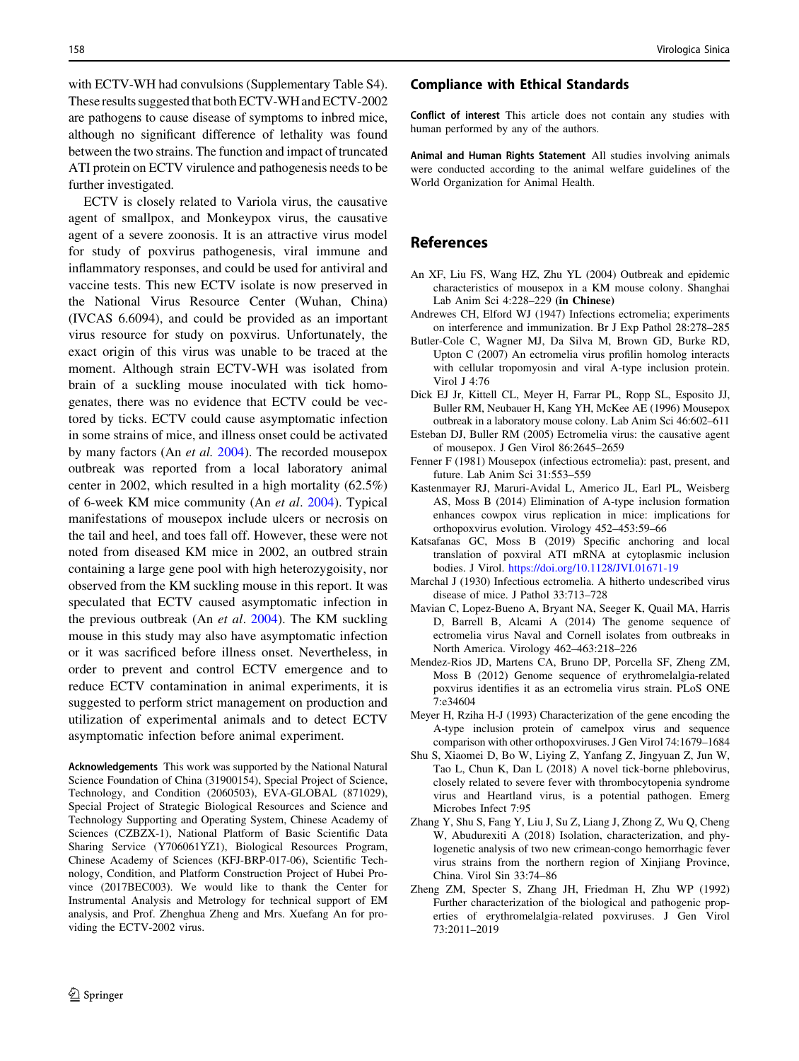with ECTV-WH had convulsions (Supplementary Table S4). These results suggested that both ECTV-WH and ECTV-2002 are pathogens to cause disease of symptoms to inbred mice, although no significant difference of lethality was found between the two strains. The function and impact of truncated ATI protein on ECTV virulence and pathogenesis needs to be further investigated.

ECTV is closely related to Variola virus, the causative agent of smallpox, and Monkeypox virus, the causative agent of a severe zoonosis. It is an attractive virus model for study of poxvirus pathogenesis, viral immune and inflammatory responses, and could be used for antiviral and vaccine tests. This new ECTV isolate is now preserved in the National Virus Resource Center (Wuhan, China) (IVCAS 6.6094), and could be provided as an important virus resource for study on poxvirus. Unfortunately, the exact origin of this virus was unable to be traced at the moment. Although strain ECTV-WH was isolated from brain of a suckling mouse inoculated with tick homogenates, there was no evidence that ECTV could be vectored by ticks. ECTV could cause asymptomatic infection in some strains of mice, and illness onset could be activated by many factors (An *et al.* 2004). The recorded mousepox outbreak was reported from a local laboratory animal center in 2002, which resulted in a high mortality (62.5%) of 6-week KM mice community (An *et al*. 2004). Typical manifestations of mousepox include ulcers or necrosis on the tail and heel, and toes fall off. However, these were not noted from diseased KM mice in 2002, an outbred strain containing a large gene pool with high heterozygoisity, nor observed from the KM suckling mouse in this report. It was speculated that ECTV caused asymptomatic infection in the previous outbreak (An *et al*. 2004). The KM suckling mouse in this study may also have asymptomatic infection or it was sacrificed before illness onset. Nevertheless, in order to prevent and control ECTV emergence and to reduce ECTV contamination in animal experiments, it is suggested to perform strict management on production and utilization of experimental animals and to detect ECTV asymptomatic infection before animal experiment.

**Acknowledgements** This work was supported by the National Natural Science Foundation of China (31900154), Special Project of Science, Technology, and Condition (2060503), EVA-GLOBAL (871029), Special Project of Strategic Biological Resources and Science and Technology Supporting and Operating System, Chinese Academy of Sciences (CZBZX-1), National Platform of Basic Scientific Data Sharing Service (Y706061YZ1), Biological Resources Program, Chinese Academy of Sciences (KFJ-BRP-017-06), Scientific Technology, Condition, and Platform Construction Project of Hubei Province (2017BEC003). We would like to thank the Center for Instrumental Analysis and Metrology for technical support of EM analysis, and Prof. Zhenghua Zheng and Mrs. Xuefang An for providing the ECTV-2002 virus.

## Compliance with Ethical Standards

**Conflict of interest** This article does not contain any studies with human performed by any of the authors.

**Animal and Human Rights Statement** All studies involving animals were conducted according to the animal welfare guidelines of the World Organization for Animal Health.

## References

An XF, Liu FS, Wang HZ, Zhu YL (2004) Outbreak and epidemic characteristics of mousepox in a KM mouse colony. Shanghai Lab Anim Sci 4:228–229 **(in Chinese)**

Andrewes CH, Elford WJ (1947) Infections ectromelia; experiments on interference and immunization. Br J Exp Pathol 28:278–285

Butler-Cole C, Wagner MJ, Da Silva M, Brown GD, Burke RD, Upton C (2007) An ectromelia virus profilin homolog interacts with cellular tropomyosin and viral A-type inclusion protein. Virol J 4:76

Dick EJ Jr, Kittell CL, Meyer H, Farrar PL, Ropp SL, Esposito JJ, Buller RM, Neubauer H, Kang YH, McKee AE (1996) Mousepox outbreak in a laboratory mouse colony. Lab Anim Sci 46:602–611

Esteban DJ, Buller RM (2005) Ectromelia virus: the causative agent of mousepox. J Gen Virol 86:2645–2659

Fenner F (1981) Mousepox (infectious ectromelia): past, present, and future. Lab Anim Sci 31:553–559

Kastenmayer RJ, Maruri-Avidal L, Americo JL, Earl PL, Weisberg AS, Moss B (2014) Elimination of A-type inclusion formation enhances cowpox virus replication in mice: implications for orthopoxvirus evolution. Virology 452–453:59–66

Katsafanas GC, Moss B (2019) Specific anchoring and local translation of poxviral ATI mRNA at cytoplasmic inclusion bodies. J Virol. https://doi.org/10.1128/JVI.01671-19

Marchal J (1930) Infectious ectromelia. A hitherto undescribed virus disease of mice. J Pathol 33:713–728

Mavian C, Lopez-Bueno A, Bryant NA, Seeger K, Quail MA, Harris D, Barrell B, Alcami A (2014) The genome sequence of ectromelia virus Naval and Cornell isolates from outbreaks in North America. Virology 462–463:218–226

Mendez-Rios JD, Martens CA, Bruno DP, Porcella SF, Zheng ZM, Moss B (2012) Genome sequence of erythromelalgia-related poxvirus identifies it as an ectromelia virus strain. PLoS ONE 7:e34604

Meyer H, Rziha H-J (1993) Characterization of the gene encoding the A-type inclusion protein of camelpox virus and sequence comparison with other orthopoxviruses. J Gen Virol 74:1679–1684

Shu S, Xiaomei D, Bo W, Liying Z, Yanfang Z, Jingyuan Z, Jun W, Tao L, Chun K, Dan L (2018) A novel tick-borne phlebovirus, closely related to severe fever with thrombocytopenia syndrome virus and Heartland virus, is a potential pathogen. Emerg Microbes Infect 7:95

Zhang Y, Shu S, Fang Y, Liu J, Su Z, Liang J, Zhong Z, Wu Q, Cheng W, Abudurexiti A (2018) Isolation, characterization, and phylogenetic analysis of two new crimean-congo hemorrhagic fever virus strains from the northern region of Xinjiang Province, China. Virol Sin 33:74–86

Zheng ZM, Specter S, Zhang JH, Friedman H, Zhu WP (1992) Further characterization of the biological and pathogenic properties of erythromelalgia-related poxviruses. J Gen Virol 73:2011–2019